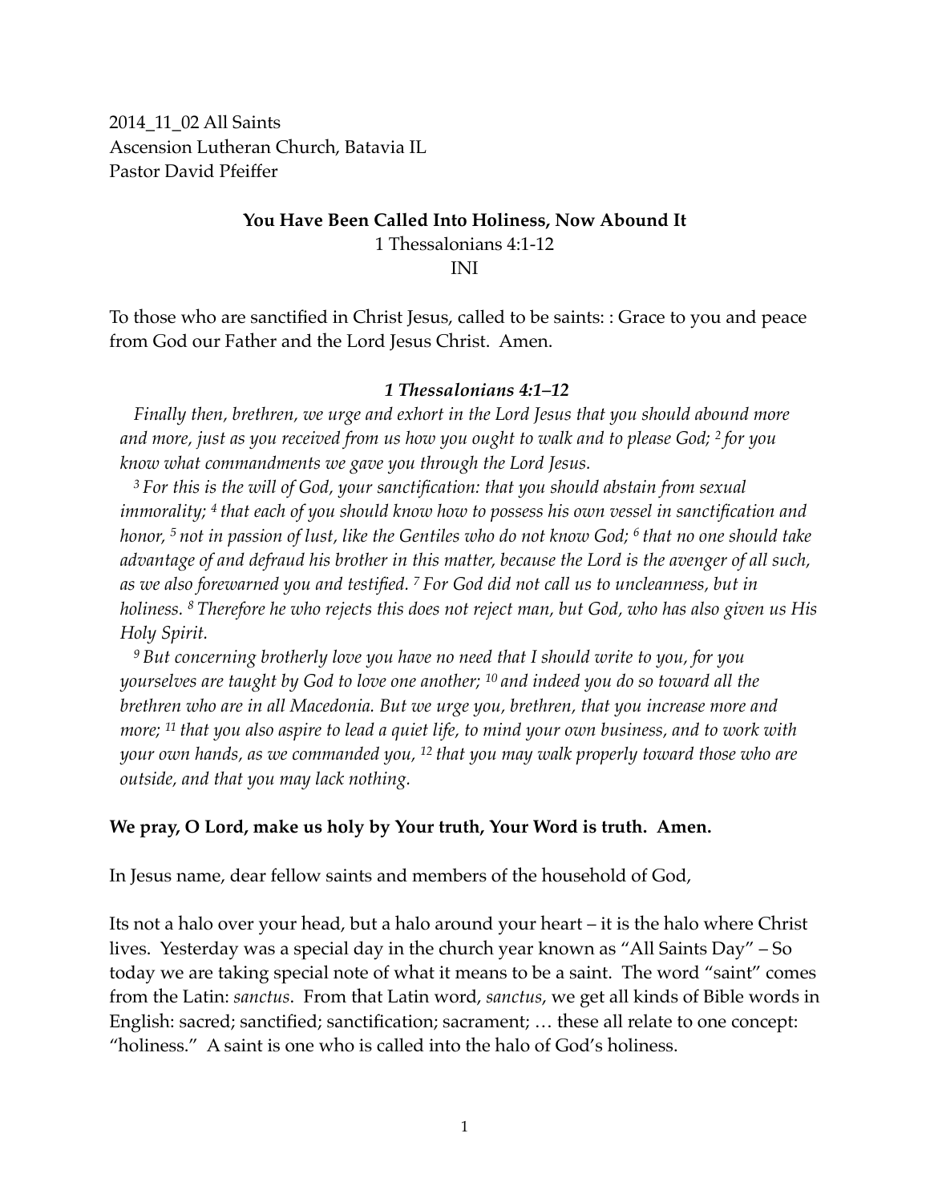2014_11_02 All Saints
Ascension Lutheran Church, Batavia IL
Pastor David Pfeiffer

**You Have Been Called Into Holiness, Now Abound It**

1 Thessalonians 4:1-12

INI

To those who are sanctified in Christ Jesus, called to be saints: : Grace to you and peace from God our Father and the Lord Jesus Christ. Amen.

***1 Thessalonians 4:1–12***

*Finally then, brethren, we urge and exhort in the Lord Jesus that you should abound more and more, just as you received from us how you ought to walk and to please God; 2 for you know what commandments we gave you through the Lord Jesus.*

*3 For this is the will of God, your sanctification: that you should abstain from sexual immorality; 4 that each of you should know how to possess his own vessel in sanctification and honor, 5 not in passion of lust, like the Gentiles who do not know God; 6 that no one should take advantage of and defraud his brother in this matter, because the Lord is the avenger of all such, as we also forewarned you and testified. 7 For God did not call us to uncleanness, but in holiness. 8 Therefore he who rejects this does not reject man, but God, who has also given us His Holy Spirit.*

*9 But concerning brotherly love you have no need that I should write to you, for you yourselves are taught by God to love one another; 10 and indeed you do so toward all the brethren who are in all Macedonia. But we urge you, brethren, that you increase more and more; 11 that you also aspire to lead a quiet life, to mind your own business, and to work with your own hands, as we commanded you, 12 that you may walk properly toward those who are outside, and that you may lack nothing.*

**We pray, O Lord, make us holy by Your truth, Your Word is truth. Amen.**

In Jesus name, dear fellow saints and members of the household of God,

Its not a halo over your head, but a halo around your heart – it is the halo where Christ lives. Yesterday was a special day in the church year known as "All Saints Day" – So today we are taking special note of what it means to be a saint. The word "saint" comes from the Latin: *sanctus*. From that Latin word, *sanctus*, we get all kinds of Bible words in English: sacred; sanctified; sanctification; sacrament; … these all relate to one concept: "holiness." A saint is one who is called into the halo of God's holiness.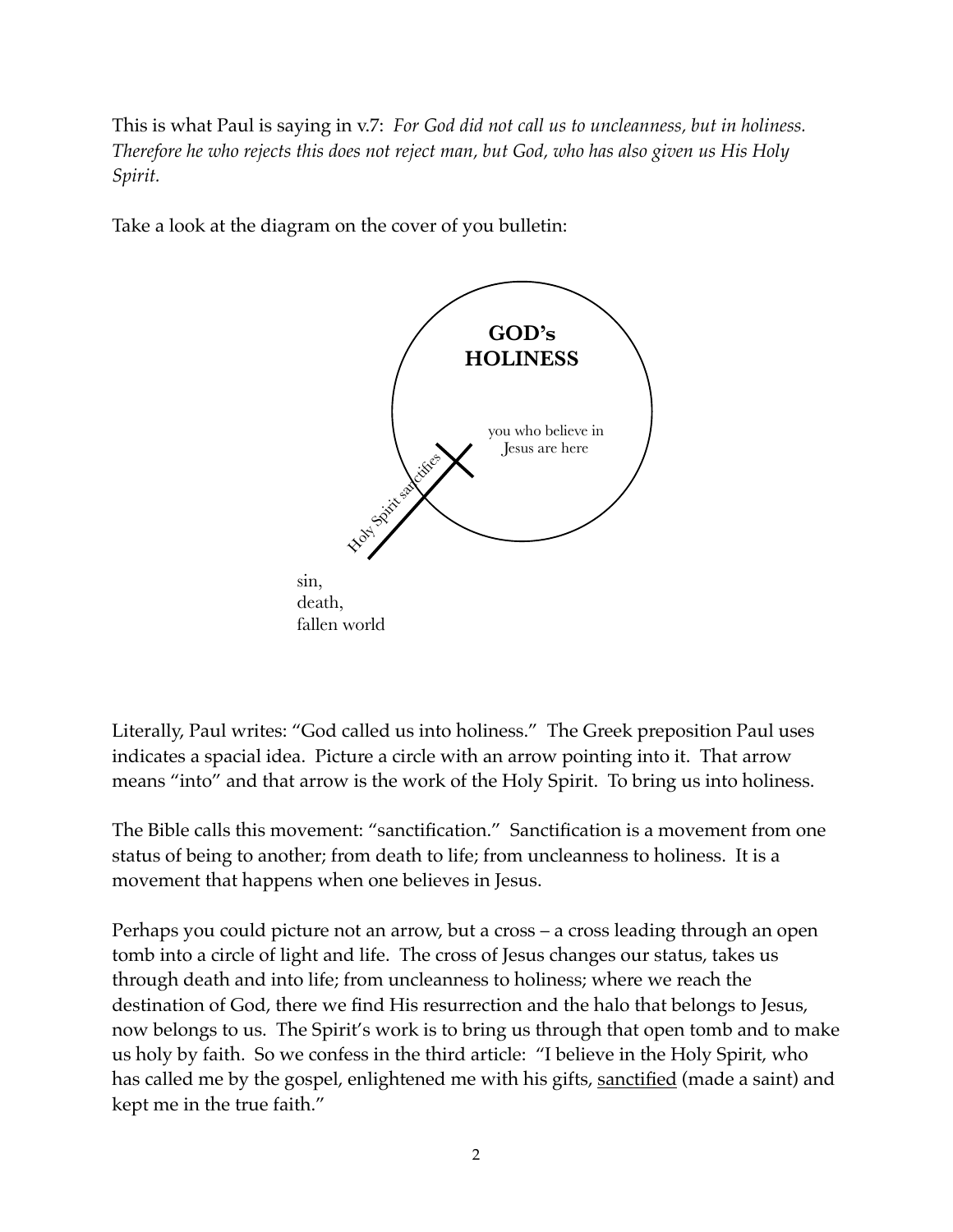This is what Paul is saying in v.7: *For God did not call us to uncleanness, but in holiness. Therefore he who rejects this does not reject man, but God, who has also given us His Holy Spirit.*

Take a look at the diagram on the cover of you bulletin:

**GOD's HOLINESS**

you who believe in Jesus are here

Holy Spirit sanctifies

sin,
death,
fallen world

Literally, Paul writes: "God called us into holiness." The Greek preposition Paul uses indicates a spacial idea. Picture a circle with an arrow pointing into it. That arrow means "into" and that arrow is the work of the Holy Spirit. To bring us into holiness.

The Bible calls this movement: "sanctification." Sanctification is a movement from one status of being to another; from death to life; from uncleanness to holiness. It is a movement that happens when one believes in Jesus.

Perhaps you could picture not an arrow, but a cross – a cross leading through an open tomb into a circle of light and life. The cross of Jesus changes our status, takes us through death and into life; from uncleanness to holiness; where we reach the destination of God, there we find His resurrection and the halo that belongs to Jesus, now belongs to us. The Spirit's work is to bring us through that open tomb and to make us holy by faith. So we confess in the third article: "I believe in the Holy Spirit, who has called me by the gospel, enlightened me with his gifts, <u>sanctified</u> (made a saint) and kept me in the true faith."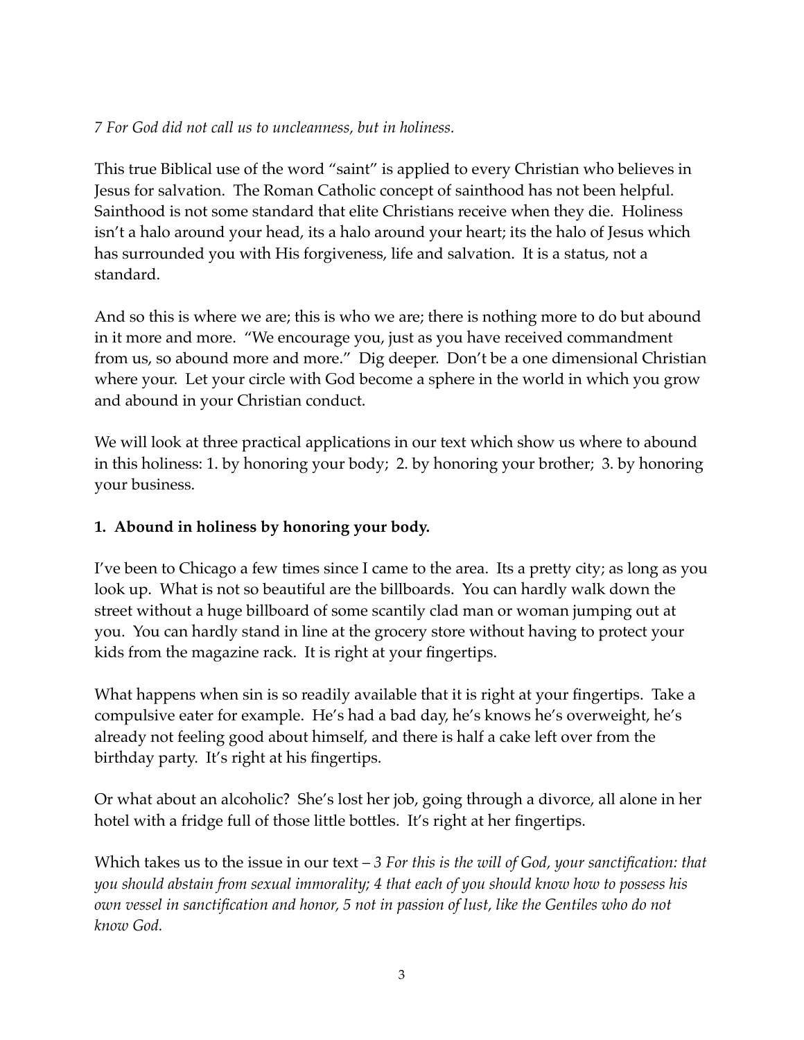*7 For God did not call us to uncleanness, but in holiness.*

This true Biblical use of the word "saint" is applied to every Christian who believes in Jesus for salvation. The Roman Catholic concept of sainthood has not been helpful. Sainthood is not some standard that elite Christians receive when they die. Holiness isn't a halo around your head, its a halo around your heart; its the halo of Jesus which has surrounded you with His forgiveness, life and salvation. It is a status, not a standard.

And so this is where we are; this is who we are; there is nothing more to do but abound in it more and more. "We encourage you, just as you have received commandment from us, so abound more and more." Dig deeper. Don't be a one dimensional Christian where your. Let your circle with God become a sphere in the world in which you grow and abound in your Christian conduct.

We will look at three practical applications in our text which show us where to abound in this holiness: 1. by honoring your body; 2. by honoring your brother; 3. by honoring your business.

**1. Abound in holiness by honoring your body.**

I've been to Chicago a few times since I came to the area. Its a pretty city; as long as you look up. What is not so beautiful are the billboards. You can hardly walk down the street without a huge billboard of some scantily clad man or woman jumping out at you. You can hardly stand in line at the grocery store without having to protect your kids from the magazine rack. It is right at your fingertips.

What happens when sin is so readily available that it is right at your fingertips. Take a compulsive eater for example. He's had a bad day, he's knows he's overweight, he's already not feeling good about himself, and there is half a cake left over from the birthday party. It's right at his fingertips.

Or what about an alcoholic? She's lost her job, going through a divorce, all alone in her hotel with a fridge full of those little bottles. It's right at her fingertips.

Which takes us to the issue in our text – *3 For this is the will of God, your sanctification: that you should abstain from sexual immorality; 4 that each of you should know how to possess his own vessel in sanctification and honor, 5 not in passion of lust, like the Gentiles who do not know God.*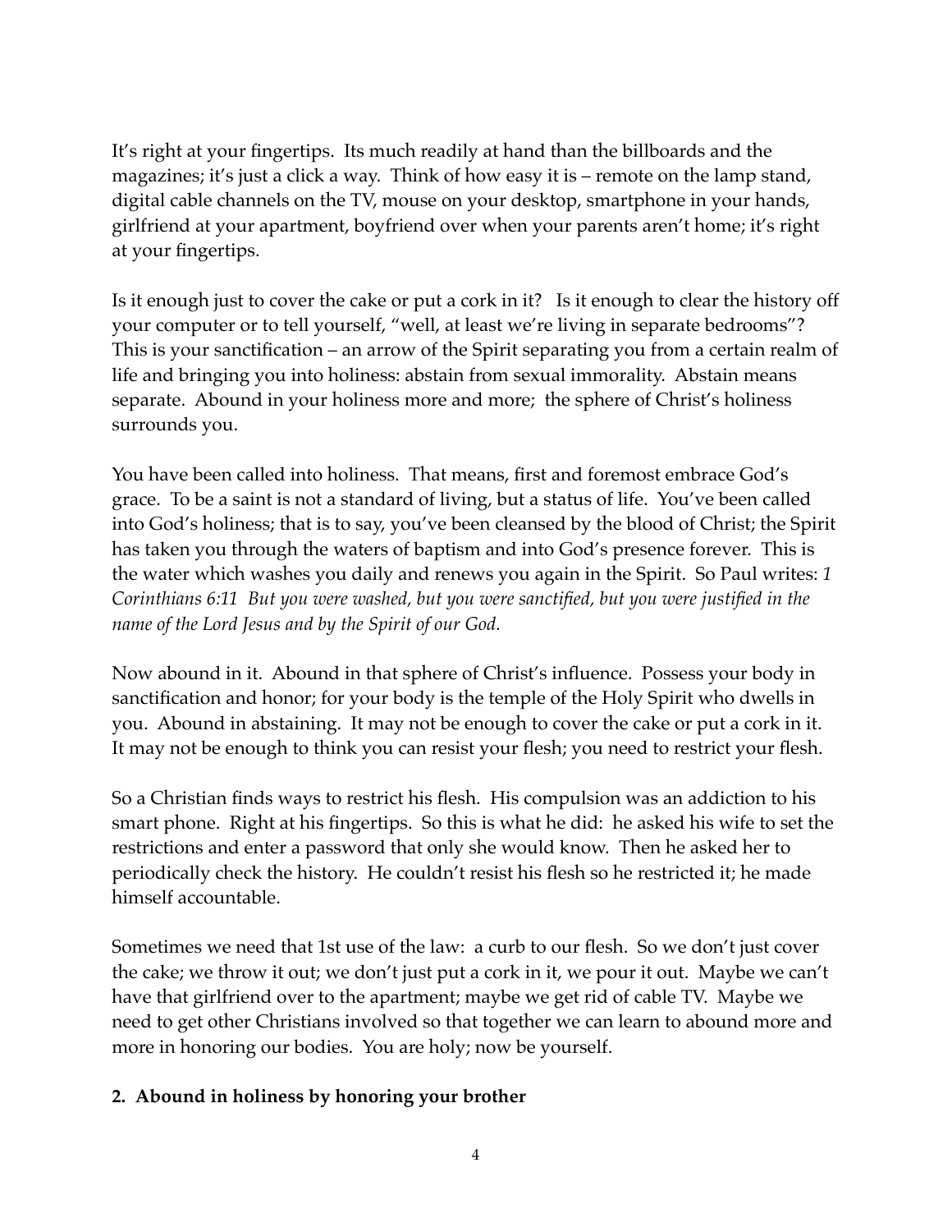It's right at your fingertips. Its much readily at hand than the billboards and the magazines; it's just a click a way. Think of how easy it is – remote on the lamp stand, digital cable channels on the TV, mouse on your desktop, smartphone in your hands, girlfriend at your apartment, boyfriend over when your parents aren't home; it's right at your fingertips.

Is it enough just to cover the cake or put a cork in it? Is it enough to clear the history off your computer or to tell yourself, "well, at least we're living in separate bedrooms"? This is your sanctification – an arrow of the Spirit separating you from a certain realm of life and bringing you into holiness: abstain from sexual immorality. Abstain means separate. Abound in your holiness more and more; the sphere of Christ's holiness surrounds you.

You have been called into holiness. That means, first and foremost embrace God's grace. To be a saint is not a standard of living, but a status of life. You've been called into God's holiness; that is to say, you've been cleansed by the blood of Christ; the Spirit has taken you through the waters of baptism and into God's presence forever. This is the water which washes you daily and renews you again in the Spirit. So Paul writes: *1 Corinthians 6:11 But you were washed, but you were sanctified, but you were justified in the name of the Lord Jesus and by the Spirit of our God.*

Now abound in it. Abound in that sphere of Christ's influence. Possess your body in sanctification and honor; for your body is the temple of the Holy Spirit who dwells in you. Abound in abstaining. It may not be enough to cover the cake or put a cork in it. It may not be enough to think you can resist your flesh; you need to restrict your flesh.

So a Christian finds ways to restrict his flesh. His compulsion was an addiction to his smart phone. Right at his fingertips. So this is what he did: he asked his wife to set the restrictions and enter a password that only she would know. Then he asked her to periodically check the history. He couldn't resist his flesh so he restricted it; he made himself accountable.

Sometimes we need that 1st use of the law: a curb to our flesh. So we don't just cover the cake; we throw it out; we don't just put a cork in it, we pour it out. Maybe we can't have that girlfriend over to the apartment; maybe we get rid of cable TV. Maybe we need to get other Christians involved so that together we can learn to abound more and more in honoring our bodies. You are holy; now be yourself.

**2. Abound in holiness by honoring your brother**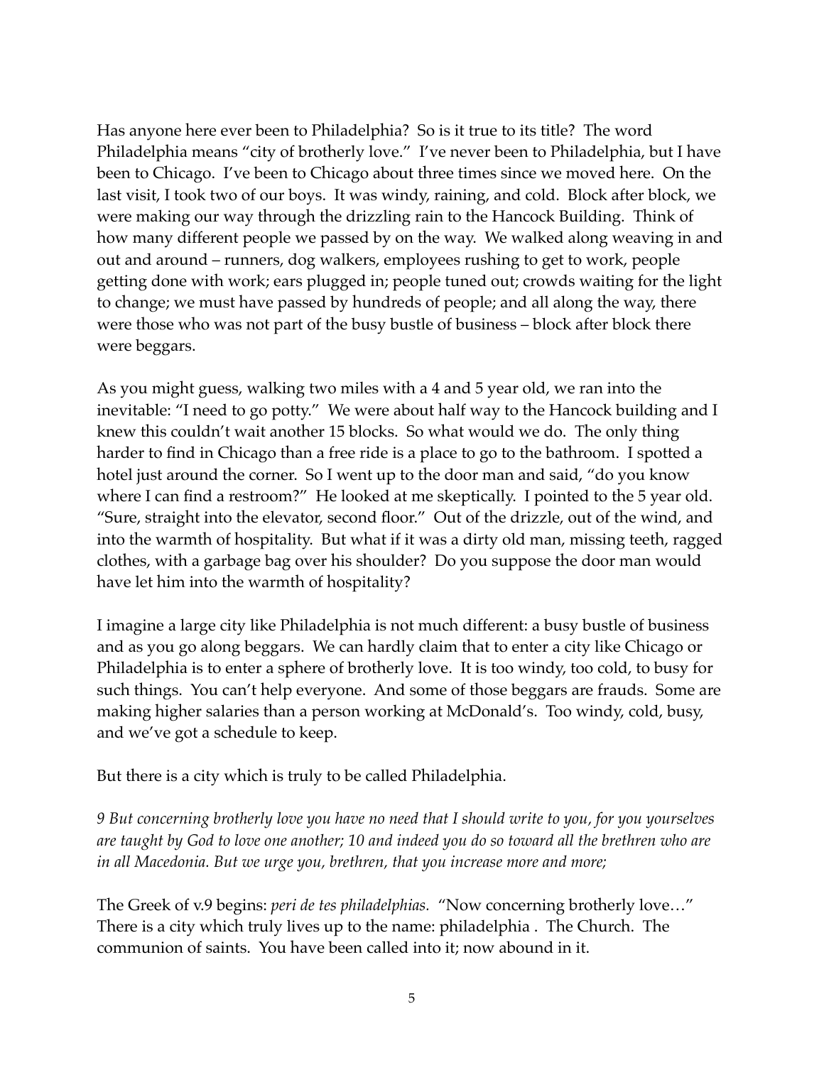Has anyone here ever been to Philadelphia? So is it true to its title? The word Philadelphia means "city of brotherly love." I've never been to Philadelphia, but I have been to Chicago. I've been to Chicago about three times since we moved here. On the last visit, I took two of our boys. It was windy, raining, and cold. Block after block, we were making our way through the drizzling rain to the Hancock Building. Think of how many different people we passed by on the way. We walked along weaving in and out and around – runners, dog walkers, employees rushing to get to work, people getting done with work; ears plugged in; people tuned out; crowds waiting for the light to change; we must have passed by hundreds of people; and all along the way, there were those who was not part of the busy bustle of business – block after block there were beggars.

As you might guess, walking two miles with a 4 and 5 year old, we ran into the inevitable: "I need to go potty." We were about half way to the Hancock building and I knew this couldn't wait another 15 blocks. So what would we do. The only thing harder to find in Chicago than a free ride is a place to go to the bathroom. I spotted a hotel just around the corner. So I went up to the door man and said, "do you know where I can find a restroom?" He looked at me skeptically. I pointed to the 5 year old. "Sure, straight into the elevator, second floor." Out of the drizzle, out of the wind, and into the warmth of hospitality. But what if it was a dirty old man, missing teeth, ragged clothes, with a garbage bag over his shoulder? Do you suppose the door man would have let him into the warmth of hospitality?

I imagine a large city like Philadelphia is not much different: a busy bustle of business and as you go along beggars. We can hardly claim that to enter a city like Chicago or Philadelphia is to enter a sphere of brotherly love. It is too windy, too cold, to busy for such things. You can't help everyone. And some of those beggars are frauds. Some are making higher salaries than a person working at McDonald's. Too windy, cold, busy, and we've got a schedule to keep.

But there is a city which is truly to be called Philadelphia.

*9 But concerning brotherly love you have no need that I should write to you, for you yourselves are taught by God to love one another; 10 and indeed you do so toward all the brethren who are in all Macedonia. But we urge you, brethren, that you increase more and more;*

The Greek of v.9 begins: *peri de tes philadelphias*. "Now concerning brotherly love…" There is a city which truly lives up to the name: philadelphia . The Church. The communion of saints. You have been called into it; now abound in it.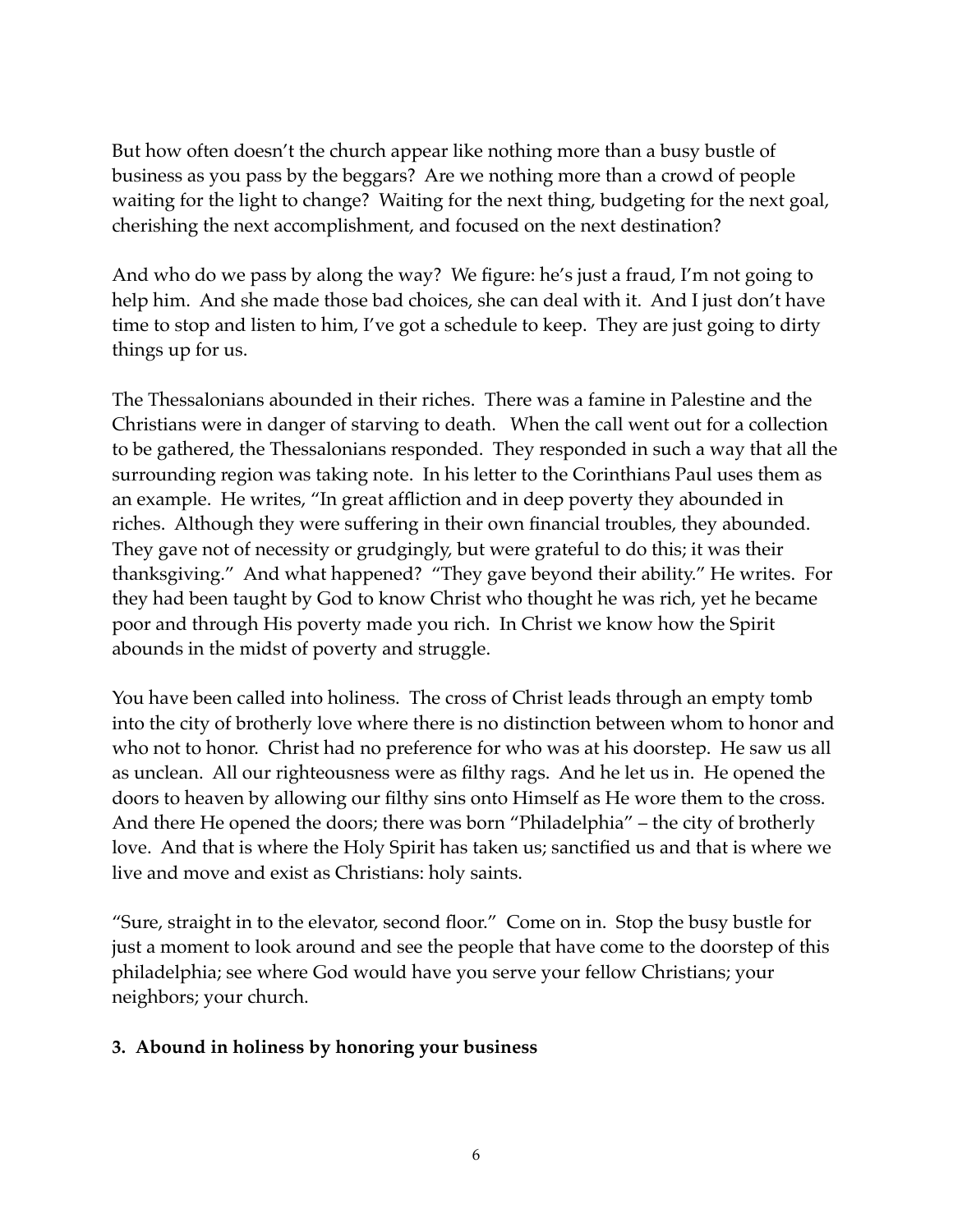But how often doesn't the church appear like nothing more than a busy bustle of business as you pass by the beggars? Are we nothing more than a crowd of people waiting for the light to change? Waiting for the next thing, budgeting for the next goal, cherishing the next accomplishment, and focused on the next destination?

And who do we pass by along the way? We figure: he's just a fraud, I'm not going to help him. And she made those bad choices, she can deal with it. And I just don't have time to stop and listen to him, I've got a schedule to keep. They are just going to dirty things up for us.

The Thessalonians abounded in their riches. There was a famine in Palestine and the Christians were in danger of starving to death. When the call went out for a collection to be gathered, the Thessalonians responded. They responded in such a way that all the surrounding region was taking note. In his letter to the Corinthians Paul uses them as an example. He writes, "In great affliction and in deep poverty they abounded in riches. Although they were suffering in their own financial troubles, they abounded. They gave not of necessity or grudgingly, but were grateful to do this; it was their thanksgiving." And what happened? "They gave beyond their ability." He writes. For they had been taught by God to know Christ who thought he was rich, yet he became poor and through His poverty made you rich. In Christ we know how the Spirit abounds in the midst of poverty and struggle.

You have been called into holiness. The cross of Christ leads through an empty tomb into the city of brotherly love where there is no distinction between whom to honor and who not to honor. Christ had no preference for who was at his doorstep. He saw us all as unclean. All our righteousness were as filthy rags. And he let us in. He opened the doors to heaven by allowing our filthy sins onto Himself as He wore them to the cross. And there He opened the doors; there was born "Philadelphia" – the city of brotherly love. And that is where the Holy Spirit has taken us; sanctified us and that is where we live and move and exist as Christians: holy saints.

"Sure, straight in to the elevator, second floor." Come on in. Stop the busy bustle for just a moment to look around and see the people that have come to the doorstep of this philadelphia; see where God would have you serve your fellow Christians; your neighbors; your church.

**3. Abound in holiness by honoring your business**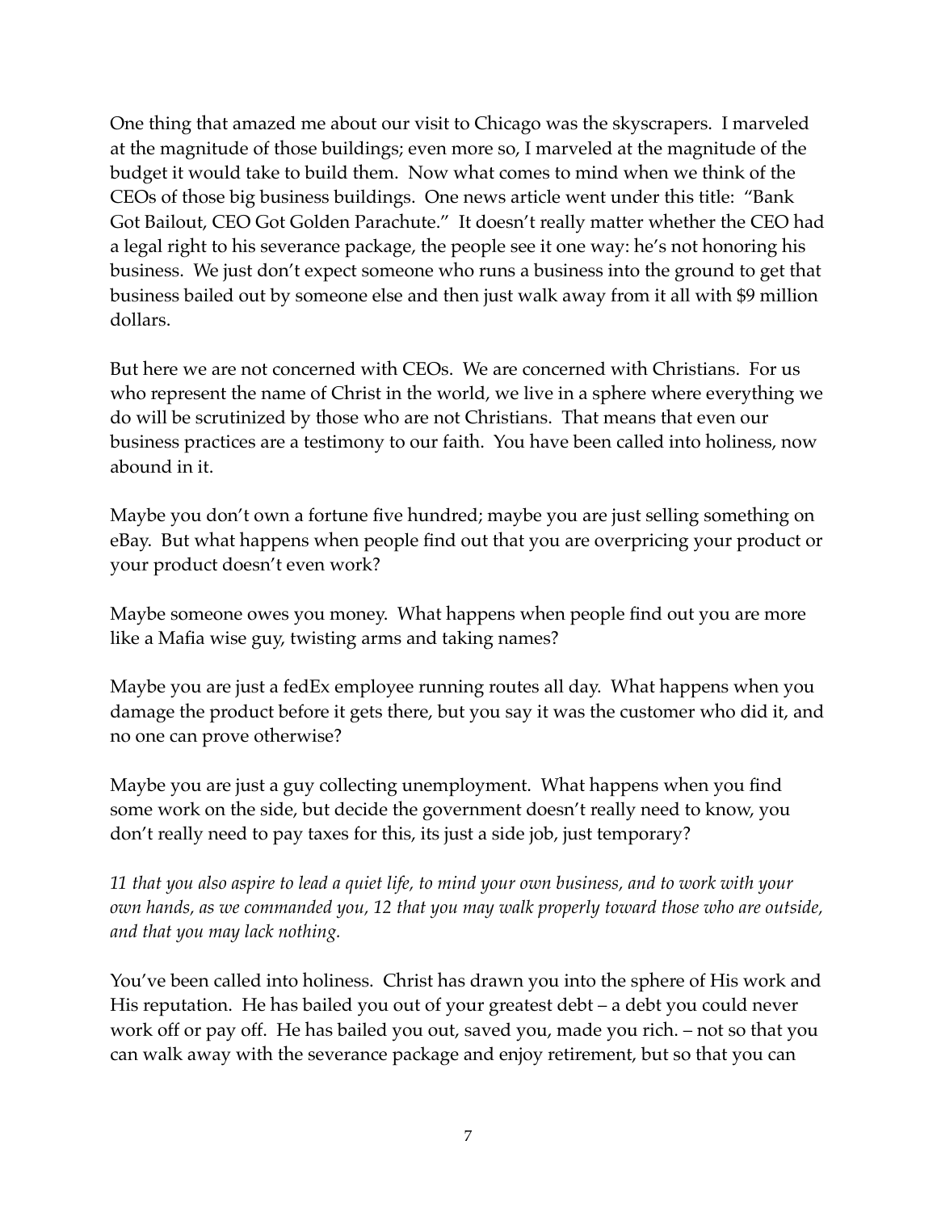One thing that amazed me about our visit to Chicago was the skyscrapers. I marveled at the magnitude of those buildings; even more so, I marveled at the magnitude of the budget it would take to build them. Now what comes to mind when we think of the CEOs of those big business buildings. One news article went under this title: "Bank Got Bailout, CEO Got Golden Parachute." It doesn't really matter whether the CEO had a legal right to his severance package, the people see it one way: he's not honoring his business. We just don't expect someone who runs a business into the ground to get that business bailed out by someone else and then just walk away from it all with $9 million dollars.

But here we are not concerned with CEOs. We are concerned with Christians. For us who represent the name of Christ in the world, we live in a sphere where everything we do will be scrutinized by those who are not Christians. That means that even our business practices are a testimony to our faith. You have been called into holiness, now abound in it.

Maybe you don't own a fortune five hundred; maybe you are just selling something on eBay. But what happens when people find out that you are overpricing your product or your product doesn't even work?

Maybe someone owes you money. What happens when people find out you are more like a Mafia wise guy, twisting arms and taking names?

Maybe you are just a fedEx employee running routes all day. What happens when you damage the product before it gets there, but you say it was the customer who did it, and no one can prove otherwise?

Maybe you are just a guy collecting unemployment. What happens when you find some work on the side, but decide the government doesn't really need to know, you don't really need to pay taxes for this, its just a side job, just temporary?

*11 that you also aspire to lead a quiet life, to mind your own business, and to work with your own hands, as we commanded you, 12 that you may walk properly toward those who are outside, and that you may lack nothing.*

You've been called into holiness. Christ has drawn you into the sphere of His work and His reputation. He has bailed you out of your greatest debt – a debt you could never work off or pay off. He has bailed you out, saved you, made you rich. – not so that you can walk away with the severance package and enjoy retirement, but so that you can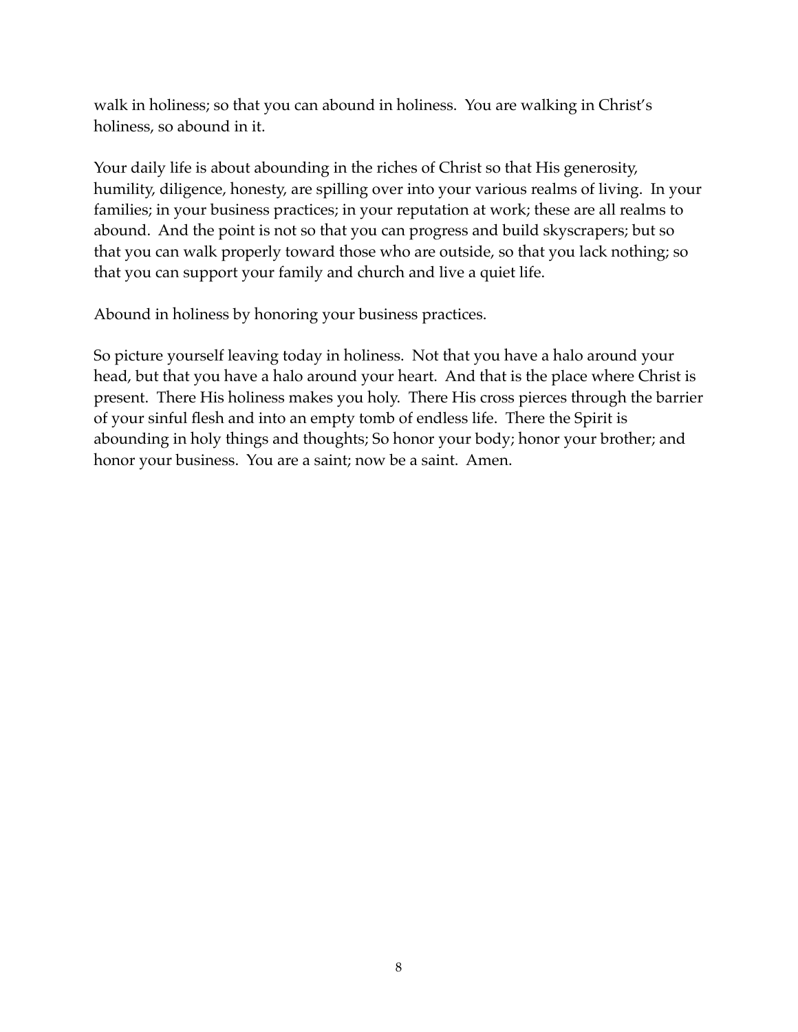walk in holiness; so that you can abound in holiness. You are walking in Christ's holiness, so abound in it.

Your daily life is about abounding in the riches of Christ so that His generosity, humility, diligence, honesty, are spilling over into your various realms of living. In your families; in your business practices; in your reputation at work; these are all realms to abound. And the point is not so that you can progress and build skyscrapers; but so that you can walk properly toward those who are outside, so that you lack nothing; so that you can support your family and church and live a quiet life.

Abound in holiness by honoring your business practices.

So picture yourself leaving today in holiness. Not that you have a halo around your head, but that you have a halo around your heart. And that is the place where Christ is present. There His holiness makes you holy. There His cross pierces through the barrier of your sinful flesh and into an empty tomb of endless life. There the Spirit is abounding in holy things and thoughts; So honor your body; honor your brother; and honor your business. You are a saint; now be a saint. Amen.